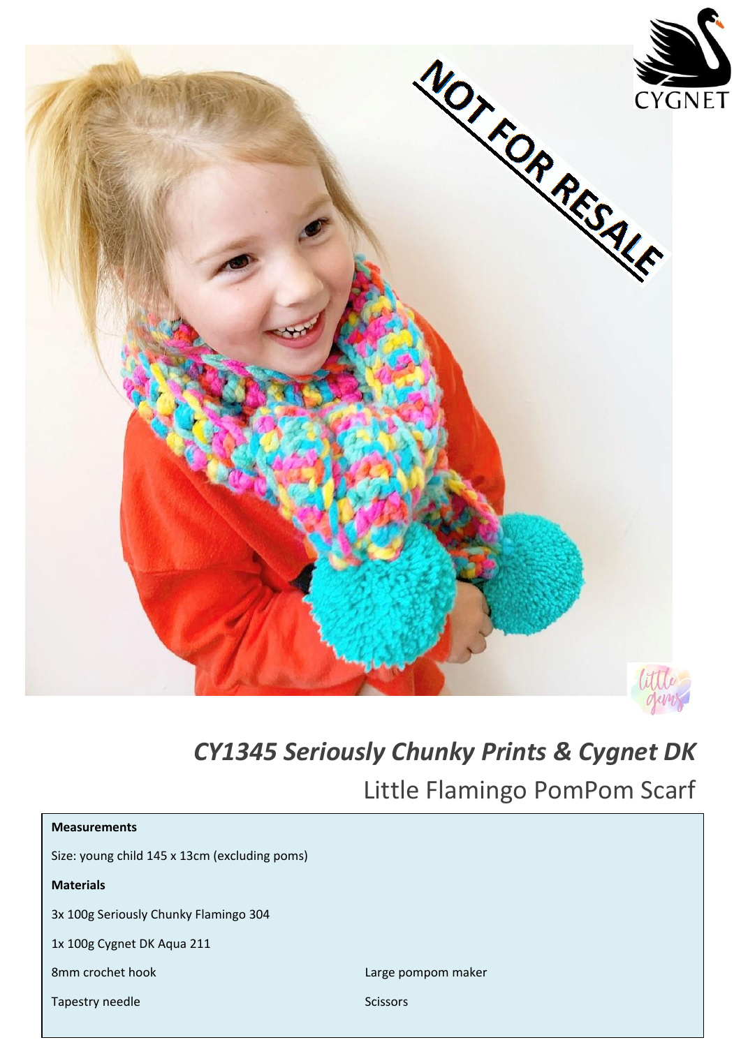# CY1345 Seriously Chunky Prints & Cygnet DK

## Little Flamingo PomPom Scarf

**Measurements**

Size: young child 145 x 13cm (excluding poms)

**Materials**

3x 100g Seriously Chunky Flamingo 304

1x 100g Cygnet DK Aqua 211

8mm crochet hook

Large pompom maker

Tapestry needle

Scissors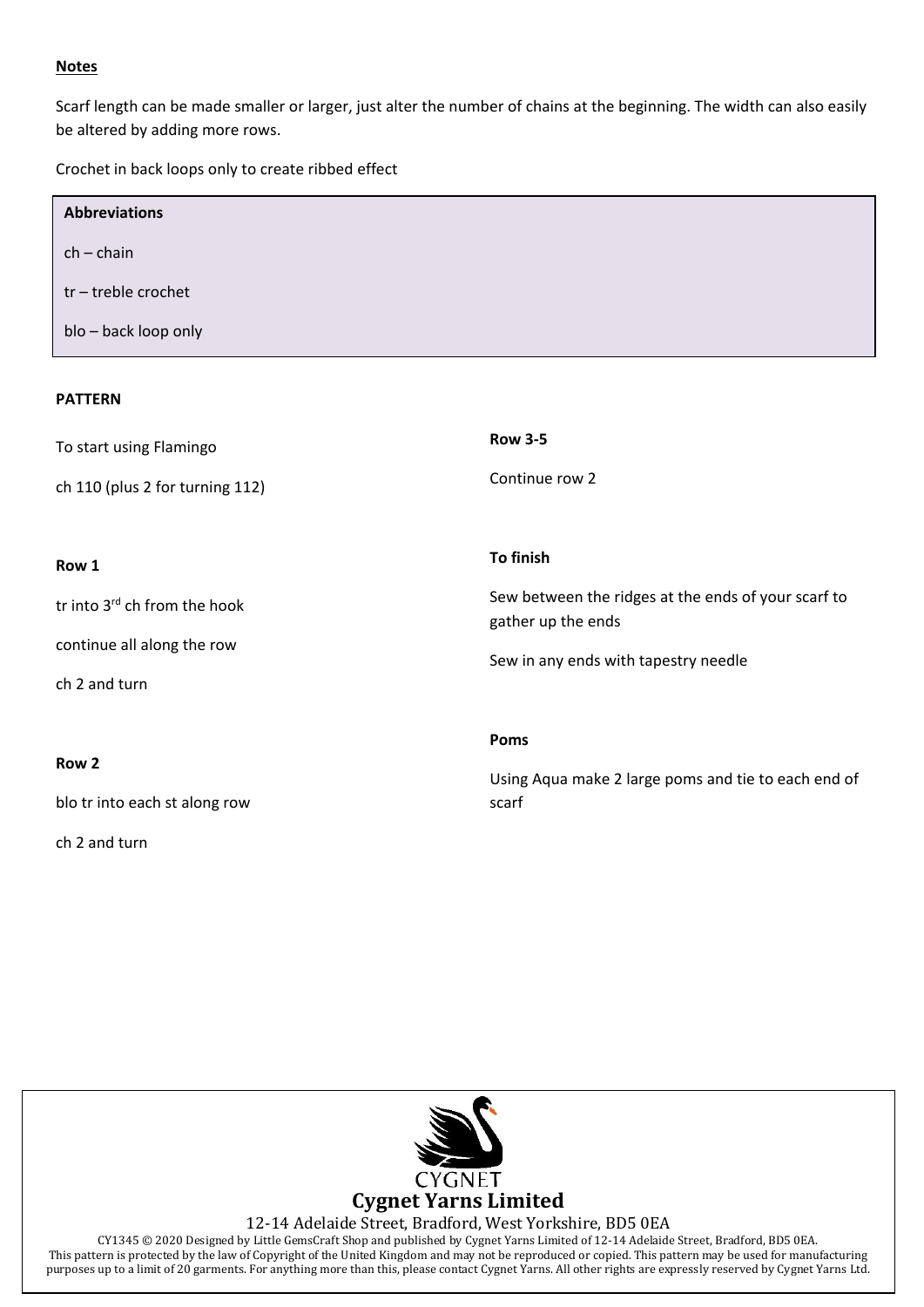**Notes**

Scarf length can be made smaller or larger, just alter the number of chains at the beginning. The width can also easily be altered by adding more rows.

Crochet in back loops only to create ribbed effect

**Abbreviations**

ch – chain

tr – treble crochet

blo – back loop only

**PATTERN**

To start using Flamingo

ch 110 (plus 2 for turning 112)

**Row 1**

tr into 3rd ch from the hook

continue all along the row

ch 2 and turn

**Row 2**

blo tr into each st along row

ch 2 and turn

**Row 3-5**

Continue row 2

**To finish**

Sew between the ridges at the ends of your scarf to gather up the ends

Sew in any ends with tapestry needle

**Poms**

Using Aqua make 2 large poms and tie to each end of scarf

CYGNET

**Cygnet Yarns Limited**

12-14 Adelaide Street, Bradford, West Yorkshire, BD5 0EA

CY1345 © 2020 Designed by Little GemsCraft Shop and published by Cygnet Yarns Limited of 12-14 Adelaide Street, Bradford, BD5 0EA. This pattern is protected by the law of Copyright of the United Kingdom and may not be reproduced or copied. This pattern may be used for manufacturing purposes up to a limit of 20 garments. For anything more than this, please contact Cygnet Yarns. All other rights are expressly reserved by Cygnet Yarns Ltd.